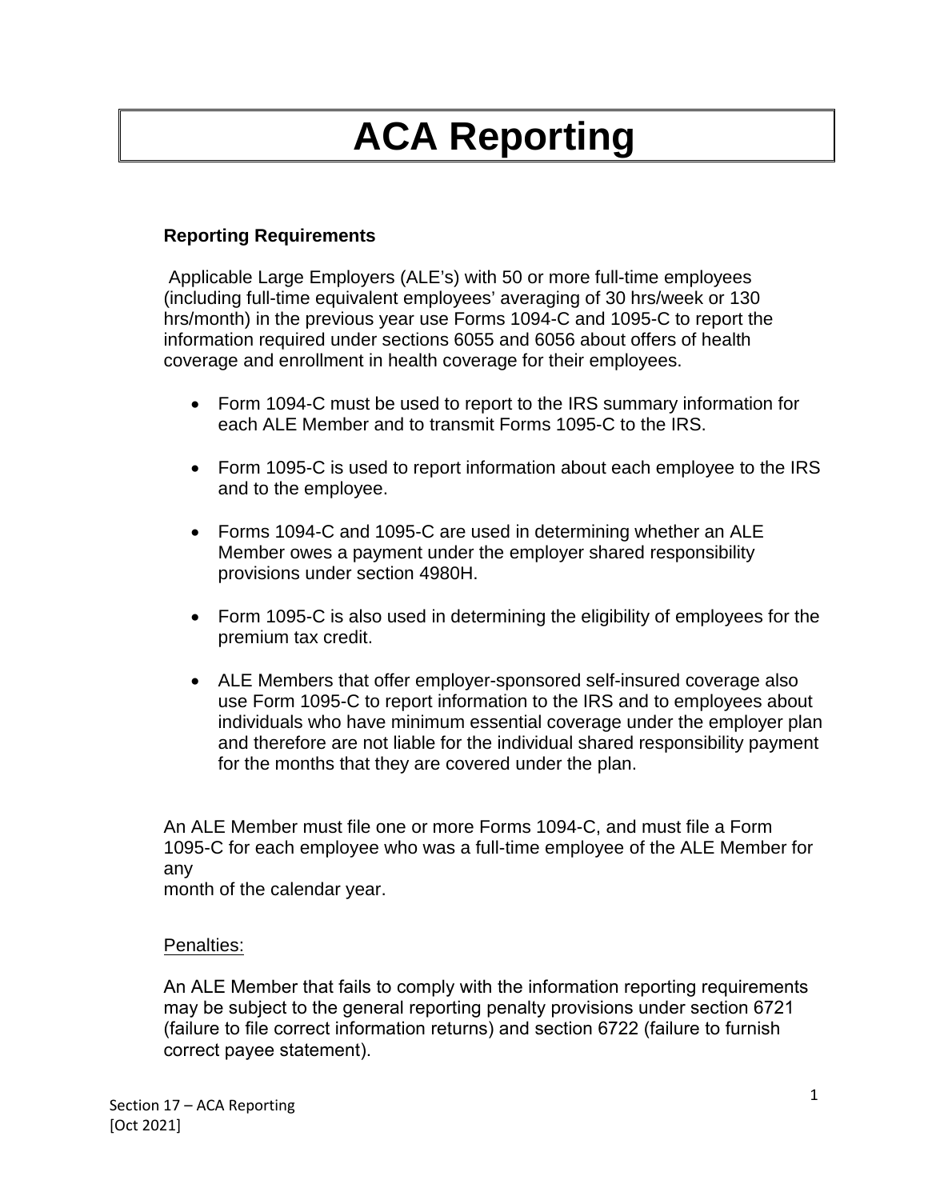# ACA Reporting

**Reporting Requirements**

Applicable Large Employers (ALE's) with 50 or more full-time employees (including full-time equivalent employees' averaging of 30 hrs/week or 130 hrs/month) in the previous year use Forms 1094-C and 1095-C to report the information required under sections 6055 and 6056 about offers of health coverage and enrollment in health coverage for their employees.

- Form 1094-C must be used to report to the IRS summary information for each ALE Member and to transmit Forms 1095-C to the IRS.
- Form 1095-C is used to report information about each employee to the IRS and to the employee.
- Forms 1094-C and 1095-C are used in determining whether an ALE Member owes a payment under the employer shared responsibility provisions under section 4980H.
- Form 1095-C is also used in determining the eligibility of employees for the premium tax credit.
- ALE Members that offer employer-sponsored self-insured coverage also use Form 1095-C to report information to the IRS and to employees about individuals who have minimum essential coverage under the employer plan and therefore are not liable for the individual shared responsibility payment for the months that they are covered under the plan.

An ALE Member must file one or more Forms 1094-C, and must file a Form 1095-C for each employee who was a full-time employee of the ALE Member for any month of the calendar year.

Penalties:

An ALE Member that fails to comply with the information reporting requirements may be subject to the general reporting penalty provisions under section 6721 (failure to file correct information returns) and section 6722 (failure to furnish correct payee statement).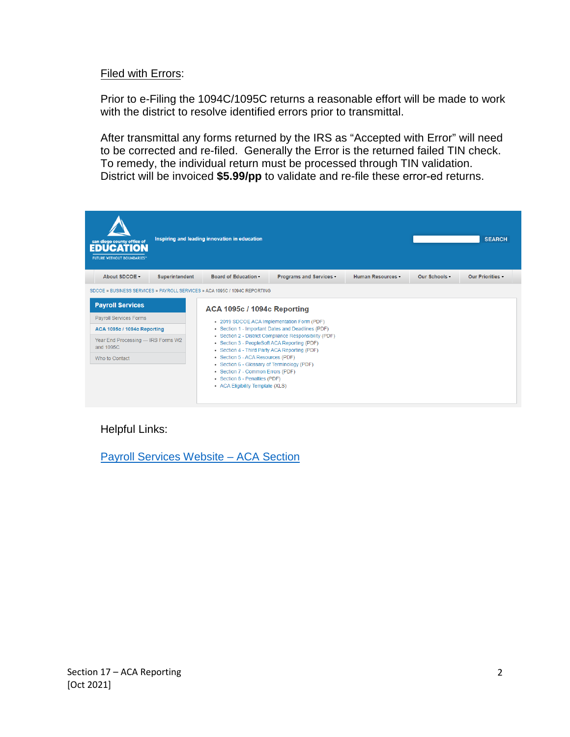Filed with Errors:

Prior to e-Filing the 1094C/1095C returns a reasonable effort will be made to work with the district to resolve identified errors prior to transmittal.

After transmittal any forms returned by the IRS as "Accepted with Error" will need to be corrected and re-filed. Generally the Error is the returned failed TIN check. To remedy, the individual return must be processed through TIN validation. District will be invoiced **$5.99/pp** to validate and re-file these error-ed returns.

san diego county office of EDUCATION
FUTURE WITHOUT BOUNDARIES
Inspiring and leading innovation in education
SEARCH

About SDCOE ▾ | Superintendent | Board of Education ▾ | Programs and Services ▾ | Human Resources ▾ | Our Schools ▾ | Our Priorities ▾

SDCOE » BUSINESS SERVICES » PAYROLL SERVICES » ACA 1095C / 1094C REPORTING

**Payroll Services**
- Payroll Services Forms
- ACA 1095c / 1094c Reporting
- Year End Processing — IRS Forms W2 and 1095C
- Who to Contact

**ACA 1095c / 1094c Reporting**
- 2019 SDCOE ACA Implementation Form (PDF)
- Section 1 - Important Dates and Deadlines (PDF)
- Section 2 - District Compliance Responsibility (PDF)
- Section 3 - PeopleSoft ACA Reporting (PDF)
- Section 4 - Third Party ACA Reporting (PDF)
- Section 5 - ACA Resources (PDF)
- Section 6 - Glossary of Terminology (PDF)
- Section 7 - Common Errors (PDF)
- Section 8 - Penalties (PDF)
- ACA Eligibility Template (XLS)

Helpful Links:

Payroll Services Website – ACA Section

Section 17 – ACA Reporting
[Oct 2021]